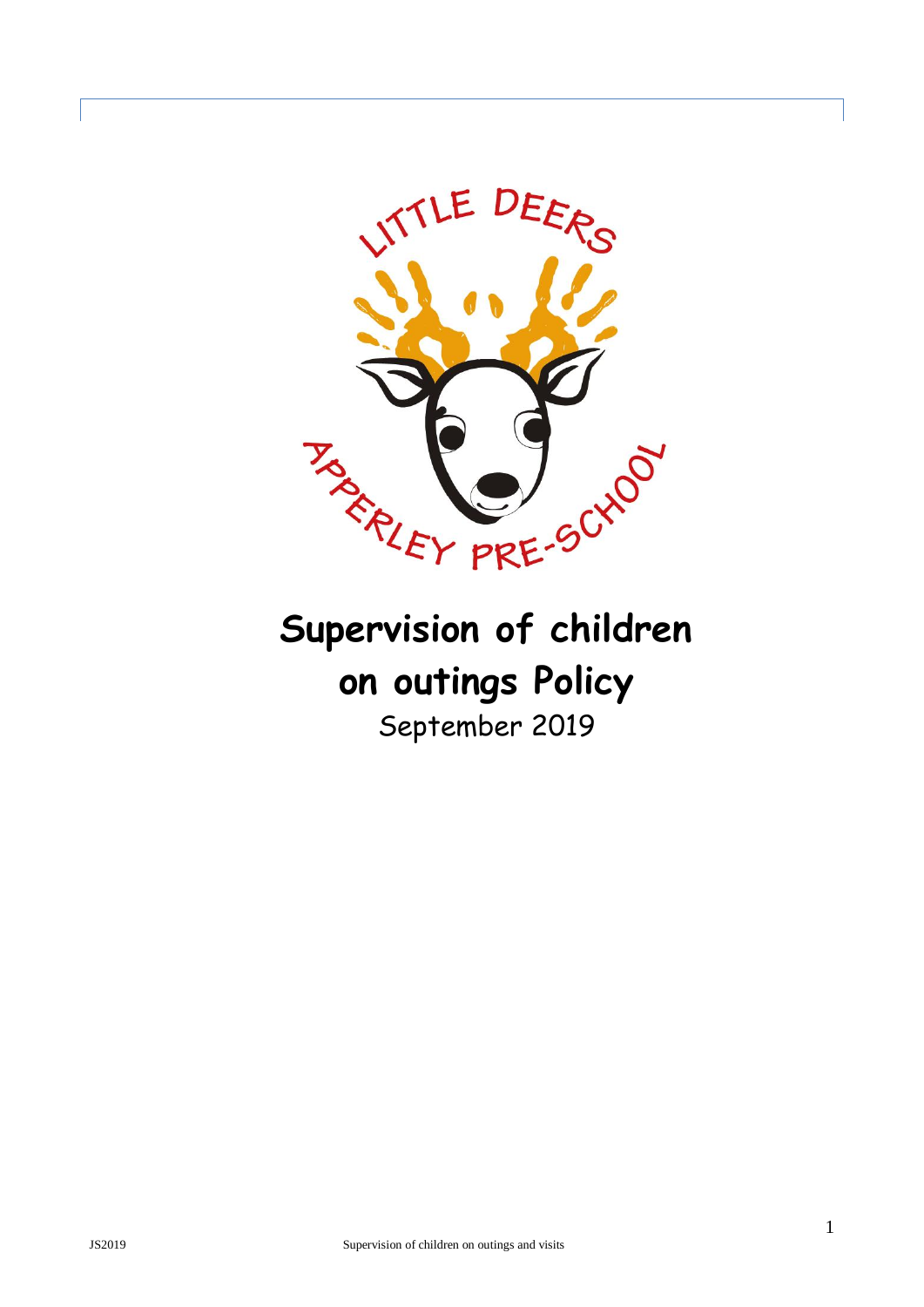LITTLE DEERS

APPERLEY PRE-SCHOOL

# Supervision of children on outings Policy

September 2019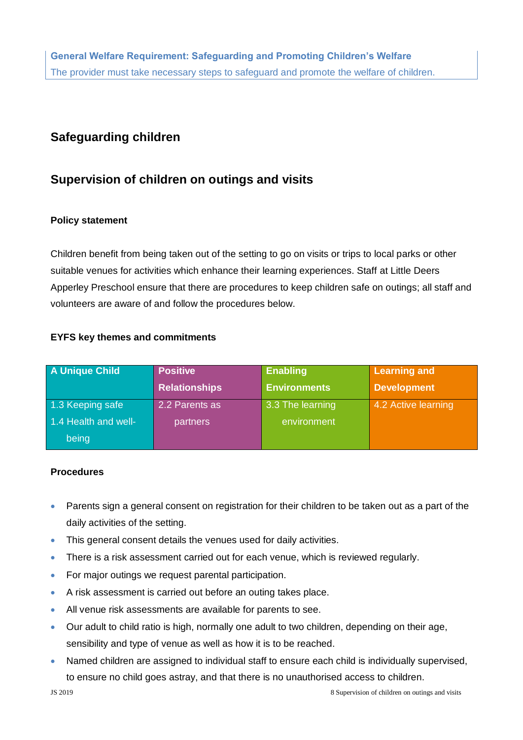**General Welfare Requirement: Safeguarding and Promoting Children's Welfare**
The provider must take necessary steps to safeguard and promote the welfare of children.

## Safeguarding children

## Supervision of children on outings and visits

### Policy statement

Children benefit from being taken out of the setting to go on visits or trips to local parks or other suitable venues for activities which enhance their learning experiences. Staff at Little Deers Apperley Preschool ensure that there are procedures to keep children safe on outings; all staff and volunteers are aware of and follow the procedures below.

### EYFS key themes and commitments

| A Unique Child | Positive Relationships | Enabling Environments | Learning and Development |
|---|---|---|---|
| 1.3 Keeping safe<br>1.4 Health and well-being | 2.2 Parents as partners | 3.3 The learning environment | 4.2 Active learning |

### Procedures

- Parents sign a general consent on registration for their children to be taken out as a part of the daily activities of the setting.
- This general consent details the venues used for daily activities.
- There is a risk assessment carried out for each venue, which is reviewed regularly.
- For major outings we request parental participation.
- A risk assessment is carried out before an outing takes place.
- All venue risk assessments are available for parents to see.
- Our adult to child ratio is high, normally one adult to two children, depending on their age, sensibility and type of venue as well as how it is to be reached.
- Named children are assigned to individual staff to ensure each child is individually supervised, to ensure no child goes astray, and that there is no unauthorised access to children.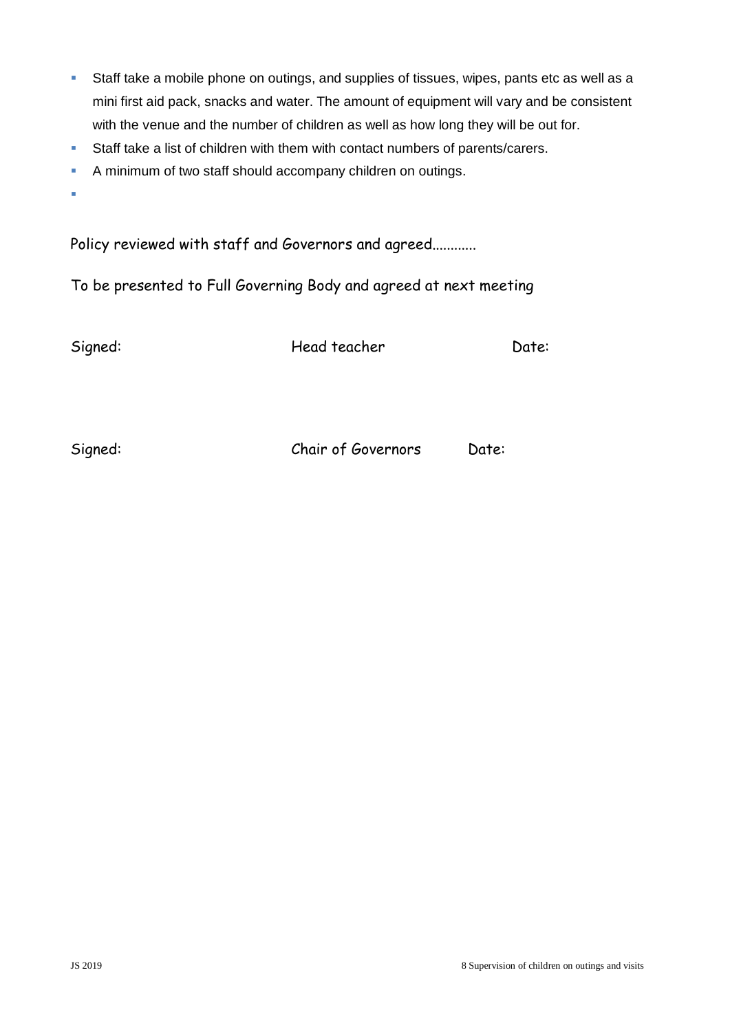- Staff take a mobile phone on outings, and supplies of tissues, wipes, pants etc as well as a mini first aid pack, snacks and water. The amount of equipment will vary and be consistent with the venue and the number of children as well as how long they will be out for.
- Staff take a list of children with them with contact numbers of parents/carers.
- A minimum of two staff should accompany children on outings.

Policy reviewed with staff and Governors and agreed............

To be presented to Full Governing Body and agreed at next meeting

Signed: Head teacher Date:

Signed: Chair of Governors Date: